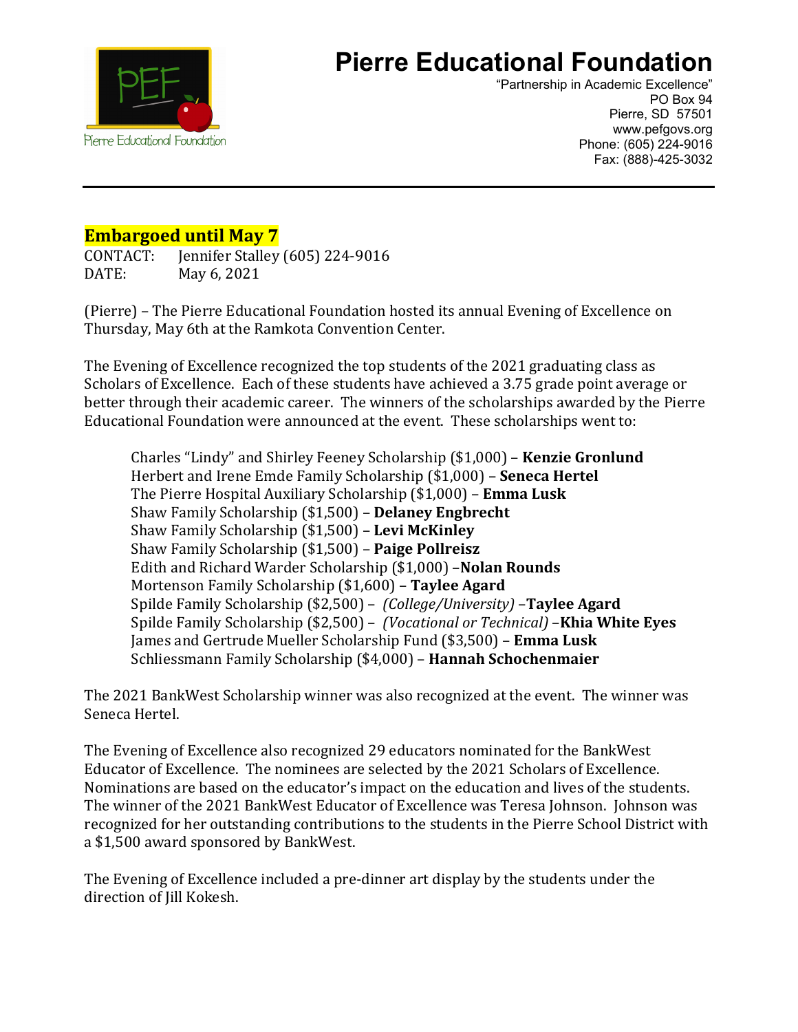# Pierre Educational Foundation

"Partnership in Academic Excellence"
PO Box 94
Pierre, SD 57501
www.pefgovs.org
Phone: (605) 224-9016
Fax: (888)-425-3032

**Embargoed until May 7**

CONTACT: Jennifer Stalley (605) 224-9016
DATE: May 6, 2021

(Pierre) – The Pierre Educational Foundation hosted its annual Evening of Excellence on Thursday, May 6th at the Ramkota Convention Center.

The Evening of Excellence recognized the top students of the 2021 graduating class as Scholars of Excellence. Each of these students have achieved a 3.75 grade point average or better through their academic career. The winners of the scholarships awarded by the Pierre Educational Foundation were announced at the event. These scholarships went to:

Charles "Lindy" and Shirley Feeney Scholarship ($1,000) – **Kenzie Gronlund**
Herbert and Irene Emde Family Scholarship ($1,000) – **Seneca Hertel**
The Pierre Hospital Auxiliary Scholarship ($1,000) – **Emma Lusk**
Shaw Family Scholarship ($1,500) – **Delaney Engbrecht**
Shaw Family Scholarship ($1,500) – **Levi McKinley**
Shaw Family Scholarship ($1,500) – **Paige Pollreisz**
Edith and Richard Warder Scholarship ($1,000) –**Nolan Rounds**
Mortenson Family Scholarship ($1,600) – **Taylee Agard**
Spilde Family Scholarship ($2,500) – *(College/University)* –**Taylee Agard**
Spilde Family Scholarship ($2,500) – *(Vocational or Technical)* –**Khia White Eyes**
James and Gertrude Mueller Scholarship Fund ($3,500) – **Emma Lusk**
Schliessmann Family Scholarship ($4,000) – **Hannah Schochenmaier**

The 2021 BankWest Scholarship winner was also recognized at the event. The winner was Seneca Hertel.

The Evening of Excellence also recognized 29 educators nominated for the BankWest Educator of Excellence. The nominees are selected by the 2021 Scholars of Excellence. Nominations are based on the educator's impact on the education and lives of the students. The winner of the 2021 BankWest Educator of Excellence was Teresa Johnson. Johnson was recognized for her outstanding contributions to the students in the Pierre School District with a $1,500 award sponsored by BankWest.

The Evening of Excellence included a pre-dinner art display by the students under the direction of Jill Kokesh.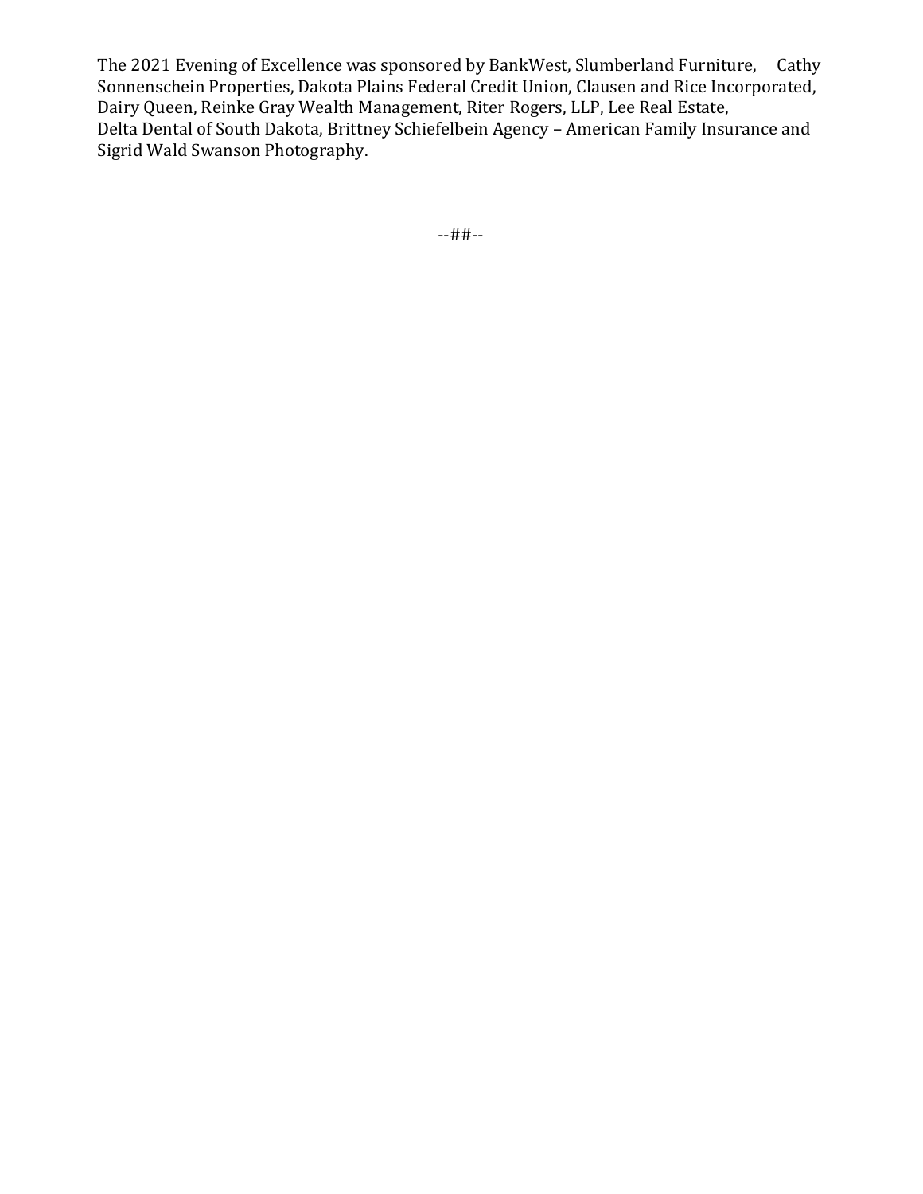The 2021 Evening of Excellence was sponsored by BankWest, Slumberland Furniture, Cathy Sonnenschein Properties, Dakota Plains Federal Credit Union, Clausen and Rice Incorporated, Dairy Queen, Reinke Gray Wealth Management, Riter Rogers, LLP, Lee Real Estate, Delta Dental of South Dakota, Brittney Schiefelbein Agency – American Family Insurance and Sigrid Wald Swanson Photography.

--##--